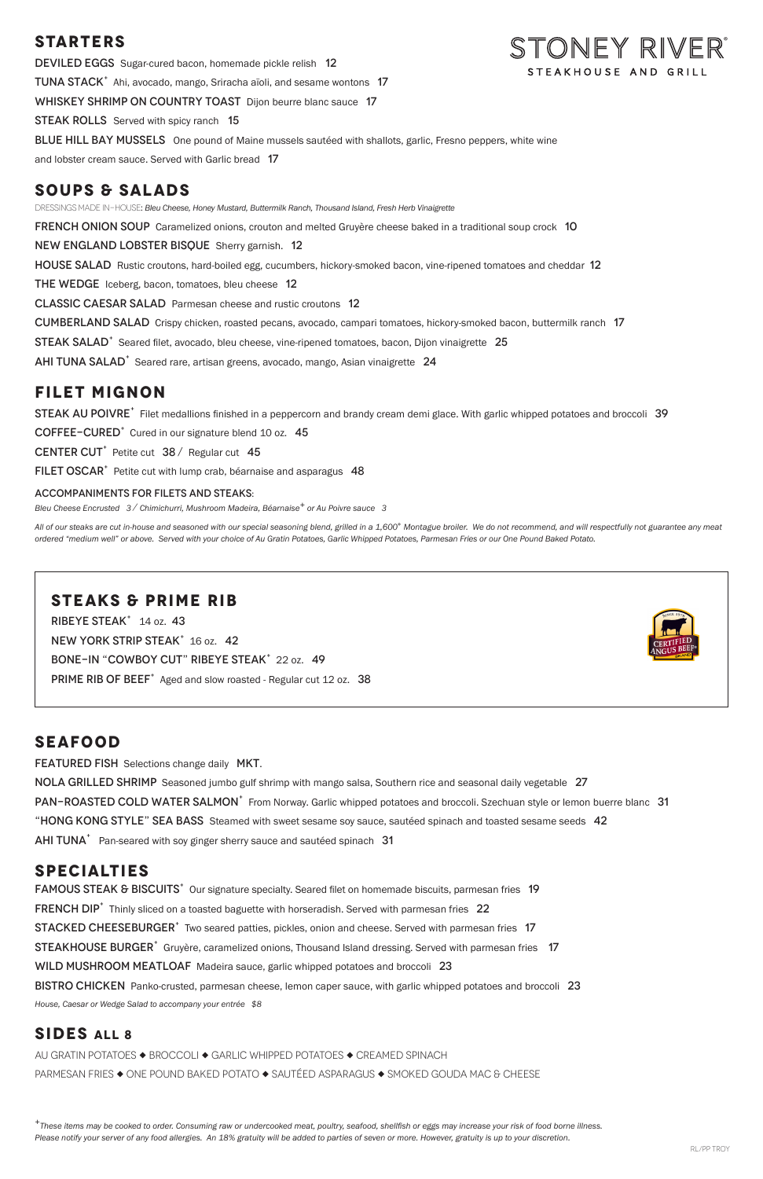# STONEY RIVER®

STEAKHOUSE AND GRILL

## STARTERS

DEVILED EGGS Sugar-cured bacon, homemade pickle relish 12

TUNA STACK+ Ahi, avocado, mango, Sriracha aïoli, and sesame wontons 17

WHISKEY SHRIMP ON COUNTRY TOAST Dijon beurre blanc sauce 17

STEAK ROLLS Served with spicy ranch 15

BLUE HILL BAY MUSSELS One pound of Maine mussels sautéed with shallots, garlic, Fresno peppers, white wine and lobster cream sauce. Served with Garlic bread 17

## SOUPS & SALADS

DRESSINGS MADE IN-HOUSE: *Bleu Cheese, Honey Mustard, Buttermilk Ranch, Thousand Island, Fresh Herb Vinaigrette*

FRENCH ONION SOUP Caramelized onions, crouton and melted Gruyère cheese baked in a traditional soup crock 10

NEW ENGLAND LOBSTER BISQUE Sherry garnish. 12

HOUSE SALAD Rustic croutons, hard-boiled egg, cucumbers, hickory-smoked bacon, vine-ripened tomatoes and cheddar 12

THE WEDGE Iceberg, bacon, tomatoes, bleu cheese 12

CLASSIC CAESAR SALAD Parmesan cheese and rustic croutons 12

CUMBERLAND SALAD Crispy chicken, roasted pecans, avocado, campari tomatoes, hickory-smoked bacon, buttermilk ranch 17

STEAK SALAD+ Seared filet, avocado, bleu cheese, vine-ripened tomatoes, bacon, Dijon vinaigrette 25

AHI TUNA SALAD+ Seared rare, artisan greens, avocado, mango, Asian vinaigrette 24

## FILET MIGNON

STEAK AU POIVRE+ Filet medallions finished in a peppercorn and brandy cream demi glace. With garlic whipped potatoes and broccoli 39

COFFEE-CURED+ Cured in our signature blend 10 oz. 45

CENTER CUT+ Petite cut 38 / Regular cut 45

FILET OSCAR+ Petite cut with lump crab, béarnaise and asparagus 48

ACCOMPANIMENTS FOR FILETS AND STEAKS:

*Bleu Cheese Encrusted 3 / Chimichurri, Mushroom Madeira, Béarnaise+ or Au Poivre sauce 3*

*All of our steaks are cut in-house and seasoned with our special seasoning blend, grilled in a 1,600° Montague broiler. We do not recommend, and will respectfully not guarantee any meat ordered "medium well" or above. Served with your choice of Au Gratin Potatoes, Garlic Whipped Potatoes, Parmesan Fries or our One Pound Baked Potato.*

## STEAKS & PRIME RIB

RIBEYE STEAK+ 14 oz. 43

NEW YORK STRIP STEAK+ 16 oz. 42

BONE-IN "COWBOY CUT" RIBEYE STEAK+ 22 oz. 49

PRIME RIB OF BEEF+ Aged and slow roasted - Regular cut 12 oz. 38

CERTIFIED ANGUS BEEF® BRAND

## SEAFOOD

FEATURED FISH Selections change daily MKT.

NOLA GRILLED SHRIMP Seasoned jumbo gulf shrimp with mango salsa, Southern rice and seasonal daily vegetable 27

PAN-ROASTED COLD WATER SALMON+ From Norway. Garlic whipped potatoes and broccoli. Szechuan style or lemon buerre blanc 31

"HONG KONG STYLE" SEA BASS Steamed with sweet sesame soy sauce, sautéed spinach and toasted sesame seeds 42

AHI TUNA+ Pan-seared with soy ginger sherry sauce and sautéed spinach 31

## SPECIALTIES

FAMOUS STEAK & BISCUITS+ Our signature specialty. Seared filet on homemade biscuits, parmesan fries 19

FRENCH DIP+ Thinly sliced on a toasted baguette with horseradish. Served with parmesan fries 22

STACKED CHEESEBURGER+ Two seared patties, pickles, onion and cheese. Served with parmesan fries 17

STEAKHOUSE BURGER+ Gruyère, caramelized onions, Thousand Island dressing. Served with parmesan fries 17

WILD MUSHROOM MEATLOAF Madeira sauce, garlic whipped potatoes and broccoli 23

BISTRO CHICKEN Panko-crusted, parmesan cheese, lemon caper sauce, with garlic whipped potatoes and broccoli 23

*House, Caesar or Wedge Salad to accompany your entrée $8*

## SIDES ALL 8

AU GRATIN POTATOES ◆ BROCCOLI ◆ GARLIC WHIPPED POTATOES ◆ CREAMED SPINACH

PARMESAN FRIES ◆ ONE POUND BAKED POTATO ◆ SAUTÉED ASPARAGUS ◆ SMOKED GOUDA MAC & CHEESE

*+These items may be cooked to order. Consuming raw or undercooked meat, poultry, seafood, shellfish or eggs may increase your risk of food borne illness. Please notify your server of any food allergies. An 18% gratuity will be added to parties of seven or more. However, gratuity is up to your discretion.*

RL/PP TROY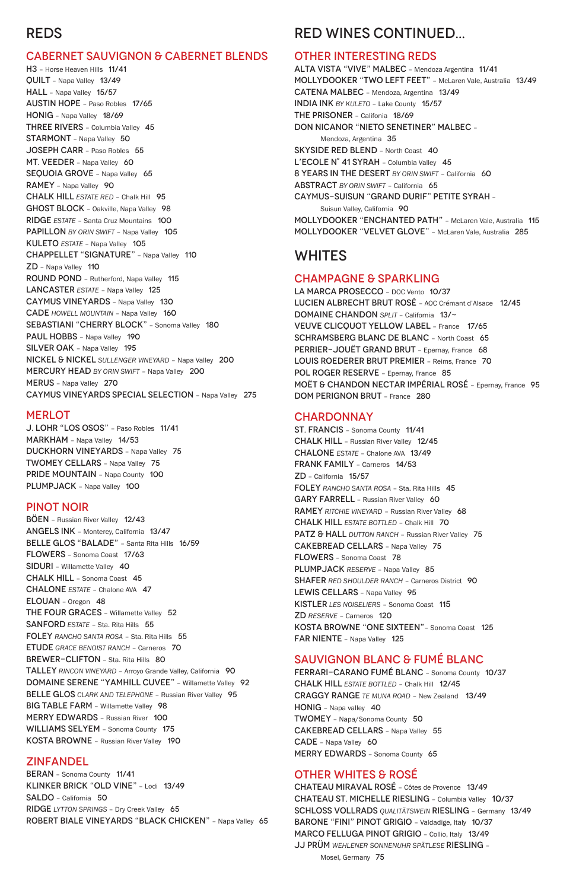# REDS

## CABERNET SAUVIGNON & CABERNET BLENDS

H3 – Horse Heaven Hills 11/41
QUILT – Napa Valley 13/49
HALL – Napa Valley 15/57
AUSTIN HOPE – Paso Robles 17/65
HONIG – Napa Valley 18/69
THREE RIVERS – Columbia Valley 45
STARMONT – Napa Valley 50
JOSEPH CARR – Paso Robles 55
MT. VEEDER – Napa Valley 60
SEQUOIA GROVE – Napa Valley 65
RAMEY – Napa Valley 90
CHALK HILL *ESTATE RED* – Chalk Hill 95
GHOST BLOCK – Oakville, Napa Valley 98
RIDGE *ESTATE* – Santa Cruz Mountains 100
PAPILLON *BY ORIN SWIFT* – Napa Valley 105
KULETO *ESTATE* – Napa Valley 105
CHAPPELLET "SIGNATURE" – Napa Valley 110
ZD – Napa Valley 110
ROUND POND – Rutherford, Napa Valley 115
LANCASTER *ESTATE* – Napa Valley 125
CAYMUS VINEYARDS – Napa Valley 130
CADE *HOWELL MOUNTAIN* – Napa Valley 160
SEBASTIANI "CHERRY BLOCK" – Sonoma Valley 180
PAUL HOBBS – Napa Valley 190
SILVER OAK – Napa Valley 195
NICKEL & NICKEL *SULLENGER VINEYARD* – Napa Valley 200
MERCURY HEAD *BY ORIN SWIFT* – Napa Valley 200
MERUS – Napa Valley 270
CAYMUS VINEYARDS SPECIAL SELECTION – Napa Valley 275

## MERLOT

J. LOHR "LOS OSOS" – Paso Robles 11/41
MARKHAM – Napa Valley 14/53
DUCKHORN VINEYARDS – Napa Valley 75
TWOMEY CELLARS – Napa Valley 75
PRIDE MOUNTAIN – Napa County 100
PLUMPJACK – Napa Valley 100

## PINOT NOIR

BÖEN – Russian River Valley 12/43
ANGELS INK – Monterey, California 13/47
BELLE GLOS "BALADE" – Santa Rita Hills 16/59
FLOWERS – Sonoma Coast 17/63
SIDURI – Willamette Valley 40
CHALK HILL – Sonoma Coast 45
CHALONE *ESTATE* – Chalone AVA 47
ELOUAN – Oregon 48
THE FOUR GRACES – Willamette Valley 52
SANFORD *ESTATE* – Sta. Rita Hills 55
FOLEY *RANCHO SANTA ROSA* – Sta. Rita Hills 55
ETUDE *GRACE BENOIST RANCH* – Carneros 70
BREWER-CLIFTON – Sta. Rita Hills 80
TALLEY *RINCON VINEYARD* – Arroyo Grande Valley, California 90
DOMAINE SERENE "YAMHILL CUVEE" – Willamette Valley 92
BELLE GLOS *CLARK AND TELEPHONE* – Russian River Valley 95
BIG TABLE FARM – Willamette Valley 98
MERRY EDWARDS – Russian River 100
WILLIAMS SELYEM – Sonoma County 175
KOSTA BROWNE – Russian River Valley 190

## ZINFANDEL

BERAN – Sonoma County 11/41
KLINKER BRICK "OLD VINE" – Lodi 13/49
SALDO – California 50
RIDGE *LYTTON SPRINGS* – Dry Creek Valley 65
ROBERT BIALE VINEYARDS "BLACK CHICKEN" – Napa Valley 65

# RED WINES CONTINUED...

## OTHER INTERESTING REDS

ALTA VISTA "VIVE" MALBEC – Mendoza Argentina 11/41
MOLLYDOOKER "TWO LEFT FEET" – McLaren Vale, Australia 13/49
CATENA MALBEC – Mendoza, Argentina 13/49
INDIA INK *BY KULETO* – Lake County 15/57
THE PRISONER – Califonia 18/69
DON NICANOR "NIETO SENETINER" MALBEC – Mendoza, Argentina 35
SKYSIDE RED BLEND – North Coast 40
L'ECOLE N° 41 SYRAH – Columbia Valley 45
8 YEARS IN THE DESERT *BY ORIN SWIFT* – California 60
ABSTRACT *BY ORIN SWIFT* – California 65
CAYMUS-SUISUN "GRAND DURIF" PETITE SYRAH – Suisun Valley, California 90
MOLLYDOOKER "ENCHANTED PATH" – McLaren Vale, Australia 115
MOLLYDOOKER "VELVET GLOVE" – McLaren Vale, Australia 285

# WHITES

## CHAMPAGNE & SPARKLING

LA MARCA PROSECCO – DOC Vento 10/37
LUCIEN ALBRECHT BRUT ROSÉ – AOC Crémant d'Alsace 12/45
DOMAINE CHANDON *SPLIT* – California 13/~
VEUVE CLICQUOT YELLOW LABEL – France 17/65
SCHRAMSBERG BLANC DE BLANC – North Coast 65
PERRIER-JOUËT GRAND BRUT – Epernay, France 68
LOUIS ROEDERER BRUT PREMIER – Reims, France 70
POL ROGER RESERVE – Epernay, France 85
MOËT & CHANDON NECTAR IMPÉRIAL ROSÉ – Epernay, France 95
DOM PERIGNON BRUT – France 280

## CHARDONNAY

ST. FRANCIS – Sonoma County 11/41
CHALK HILL – Russian River Valley 12/45
CHALONE *ESTATE* – Chalone AVA 13/49
FRANK FAMILY – Carneros 14/53
ZD – California 15/57
FOLEY *RANCHO SANTA ROSA* – Sta. Rita Hills 45
GARY FARRELL – Russian River Valley 60
RAMEY *RITCHIE VINEYARD* – Russian River Valley 68
CHALK HILL *ESTATE BOTTLED* – Chalk Hill 70
PATZ & HALL *DUTTON RANCH* – Russian River Valley 75
CAKEBREAD CELLARS – Napa Valley 75
FLOWERS – Sonoma Coast 78
PLUMPJACK *RESERVE* – Napa Valley 85
SHAFER *RED SHOULDER RANCH* – Carneros District 90
LEWIS CELLARS – Napa Valley 95
KISTLER *LES NOISELIERS* – Sonoma Coast 115
ZD *RESERVE* – Carneros 120
KOSTA BROWNE "ONE SIXTEEN"– Sonoma Coast 125
FAR NIENTE – Napa Valley 125

## SAUVIGNON BLANC & FUMÉ BLANC

FERRARI-CARANO FUMÉ BLANC – Sonoma County 10/37
CHALK HILL *ESTATE BOTTLED* – Chalk Hill 12/45
CRAGGY RANGE *TE MUNA ROAD* – New Zealand 13/49
HONIG – Napa valley 40
TWOMEY – Napa/Sonoma County 50
CAKEBREAD CELLARS – Napa Valley 55
CADE – Napa Valley 60
MERRY EDWARDS – Sonoma County 65

## OTHER WHITES & ROSÉ

CHATEAU MIRAVAL ROSÉ – Côtes de Provence 13/49
CHATEAU ST. MICHELLE RIESLING – Columbia Valley 10/37
SCHLOSS VOLLRADS *QUALITÄTSWEIN* RIESLING – Germany 13/49
BARONE "FINI" PINOT GRIGIO – Valdadige, Italy 10/37
MARCO FELLUGA PINOT GRIGIO – Collio, Italy 13/49
JJ PRÜM *WEHLENER SONNENUHR SPÄTLESE* RIESLING – Mosel, Germany 75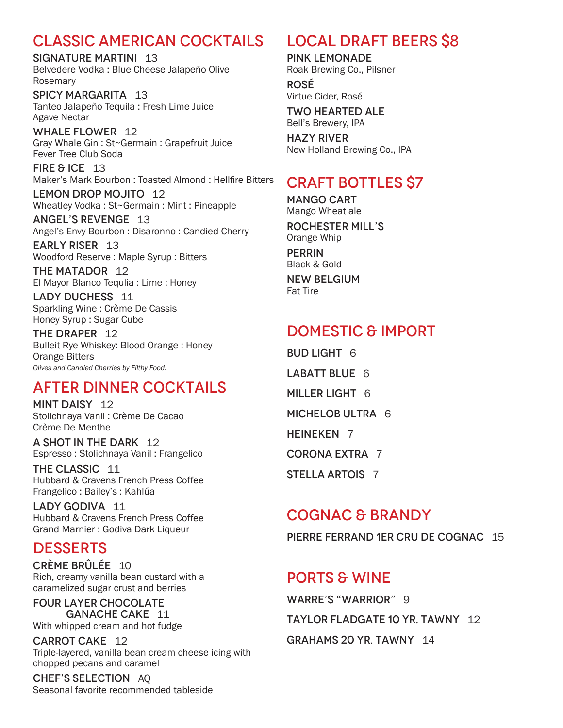## CLASSIC AMERICAN COCKTAILS

**SIGNATURE MARTINI** 13
Belvedere Vodka : Blue Cheese Jalapeño Olive
Rosemary

**SPICY MARGARITA** 13
Tanteo Jalapeño Tequila : Fresh Lime Juice
Agave Nectar

**WHALE FLOWER** 12
Gray Whale Gin : St~Germain : Grapefruit Juice
Fever Tree Club Soda

**FIRE & ICE** 13
Maker's Mark Bourbon : Toasted Almond : Hellfire Bitters

**LEMON DROP MOJITO** 12
Wheatley Vodka : St~Germain : Mint : Pineapple

**ANGEL'S REVENGE** 13
Angel's Envy Bourbon : Disaronno : Candied Cherry

**EARLY RISER** 13
Woodford Reserve : Maple Syrup : Bitters

**THE MATADOR** 12
El Mayor Blanco Tequlia : Lime : Honey

**LADY DUCHESS** 11
Sparkling Wine : Crème De Cassis
Honey Syrup : Sugar Cube

**THE DRAPER** 12
Bulleit Rye Whiskey: Blood Orange : Honey
Orange Bitters

*Olives and Candied Cherries by Filthy Food.*

## AFTER DINNER COCKTAILS

**MINT DAISY** 12
Stolichnaya Vanil : Crème De Cacao
Crème De Menthe

**A SHOT IN THE DARK** 12
Espresso : Stolichnaya Vanil : Frangelico

**THE CLASSIC** 11
Hubbard & Cravens French Press Coffee
Frangelico : Bailey's : Kahlúa

**LADY GODIVA** 11
Hubbard & Cravens French Press Coffee
Grand Marnier : Godiva Dark Liqueur

## DESSERTS

**CRÈME BRÛLÉE** 10
Rich, creamy vanilla bean custard with a caramelized sugar crust and berries

**FOUR LAYER CHOCOLATE GANACHE CAKE** 11
With whipped cream and hot fudge

**CARROT CAKE** 12
Triple-layered, vanilla bean cream cheese icing with chopped pecans and caramel

**CHEF'S SELECTION** AQ
Seasonal favorite recommended tableside

## LOCAL DRAFT BEERS $8

**PINK LEMONADE**
Roak Brewing Co., Pilsner

**ROSÉ**
Virtue Cider, Rosé

**TWO HEARTED ALE**
Bell's Brewery, IPA

**HAZY RIVER**
New Holland Brewing Co., IPA

## CRAFT BOTTLES $7

**MANGO CART**
Mango Wheat ale

**ROCHESTER MILL'S**
Orange Whip

**PERRIN**
Black & Gold

**NEW BELGIUM**
Fat Tire

## DOMESTIC & IMPORT

**BUD LIGHT** 6

**LABATT BLUE** 6

**MILLER LIGHT** 6

**MICHELOB ULTRA** 6

**HEINEKEN** 7

**CORONA EXTRA** 7

**STELLA ARTOIS** 7

## COGNAC & BRANDY

**PIERRE FERRAND 1ER CRU DE COGNAC** 15

## PORTS & WINE

**WARRE'S "WARRIOR"** 9

**TAYLOR FLADGATE 10 YR. TAWNY** 12

**GRAHAMS 20 YR. TAWNY** 14